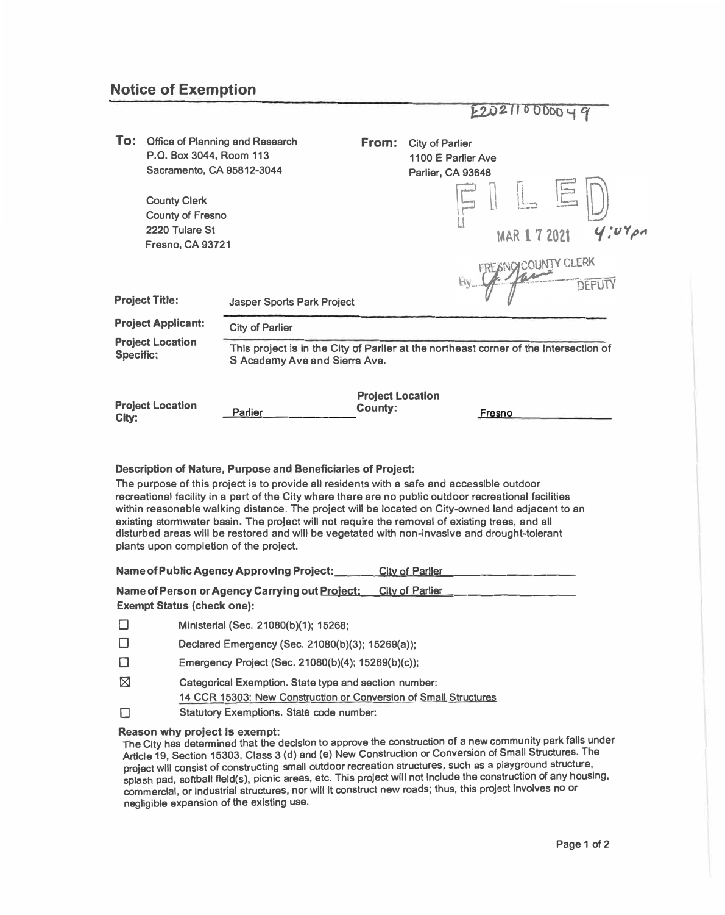## Notice of Exemption

E202110000049

**To:** Office of Planning and Research
P.O. Box 3044, Room 113
Sacramento, CA 95812-3044

County Clerk
County of Fresno
2220 Tulare St
Fresno, CA 93721

**From:** City of Parlier
1100 E Parlier Ave
Parlier, CA 93648

FILED
MAR 17 2021 4:04pm
FRESNO COUNTY CLERK
By ______ DEPUTY

**Project Title:** Jasper Sports Park Project

**Project Applicant:** City of Parlier

**Project Location Specific:** This project is in the City of Parlier at the northeast corner of the intersection of S Academy Ave and Sierra Ave.

**Project Location City:** Parlier **Project Location County:** Fresno

**Description of Nature, Purpose and Beneficiaries of Project:**

The purpose of this project is to provide all residents with a safe and accessible outdoor recreational facility in a part of the City where there are no public outdoor recreational facilities within reasonable walking distance. The project will be located on City-owned land adjacent to an existing stormwater basin. The project will not require the removal of existing trees, and all disturbed areas will be restored and will be vegetated with non-invasive and drought-tolerant plants upon completion of the project.

**Name of Public Agency Approving Project:** City of Parlier

**Name of Person or Agency Carrying out Project:** City of Parlier

**Exempt Status (check one):**

- ☐ Ministerial (Sec. 21080(b)(1); 15268;
- ☐ Declared Emergency (Sec. 21080(b)(3); 15269(a));
- ☐ Emergency Project (Sec. 21080(b)(4); 15269(b)(c));
- ☒ Categorical Exemption. State type and section number: 14 CCR 15303: New Construction or Conversion of Small Structures
- ☐ Statutory Exemptions. State code number:

**Reason why project is exempt:**

The City has determined that the decision to approve the construction of a new community park falls under Article 19, Section 15303, Class 3 (d) and (e) New Construction or Conversion of Small Structures. The project will consist of constructing small outdoor recreation structures, such as a playground structure, splash pad, softball field(s), picnic areas, etc. This project will not include the construction of any housing, commercial, or industrial structures, nor will it construct new roads; thus, this project involves no or negligible expansion of the existing use.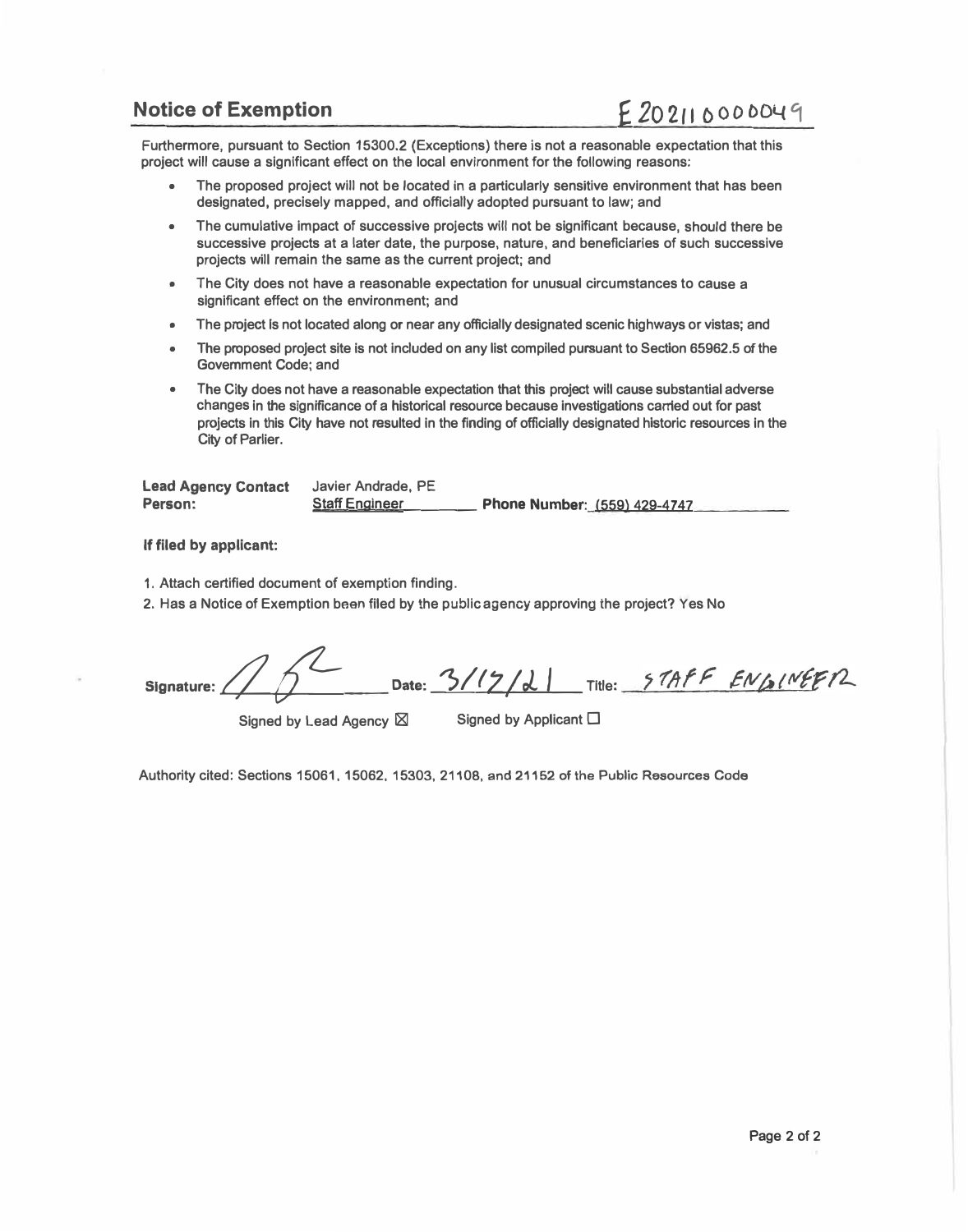## Notice of Exemption

E 202110000049

Furthermore, pursuant to Section 15300.2 (Exceptions) there is not a reasonable expectation that this project will cause a significant effect on the local environment for the following reasons:

- The proposed project will not be located in a particularly sensitive environment that has been designated, precisely mapped, and officially adopted pursuant to law; and
- The cumulative impact of successive projects will not be significant because, should there be successive projects at a later date, the purpose, nature, and beneficiaries of such successive projects will remain the same as the current project; and
- The City does not have a reasonable expectation for unusual circumstances to cause a significant effect on the environment; and
- The project is not located along or near any officially designated scenic highways or vistas; and
- The proposed project site is not included on any list compiled pursuant to Section 65962.5 of the Government Code; and
- The City does not have a reasonable expectation that this project will cause substantial adverse changes in the significance of a historical resource because investigations carried out for past projects in this City have not resulted in the finding of officially designated historic resources in the City of Parlier.

**Lead Agency Contact Person:** Javier Andrade, PE
Staff Engineer **Phone Number:** (559) 429-4747

**If filed by applicant:**

1. Attach certified document of exemption finding.
2. Has a Notice of Exemption been filed by the public agency approving the project? Yes No

**Signature:** [signature] **Date:** 3/17/21 **Title:** STAFF ENGINEER

Signed by Lead Agency ☒ Signed by Applicant ☐

Authority cited: Sections 15061, 15062, 15303, 21108, and 21152 of the Public Resources Code